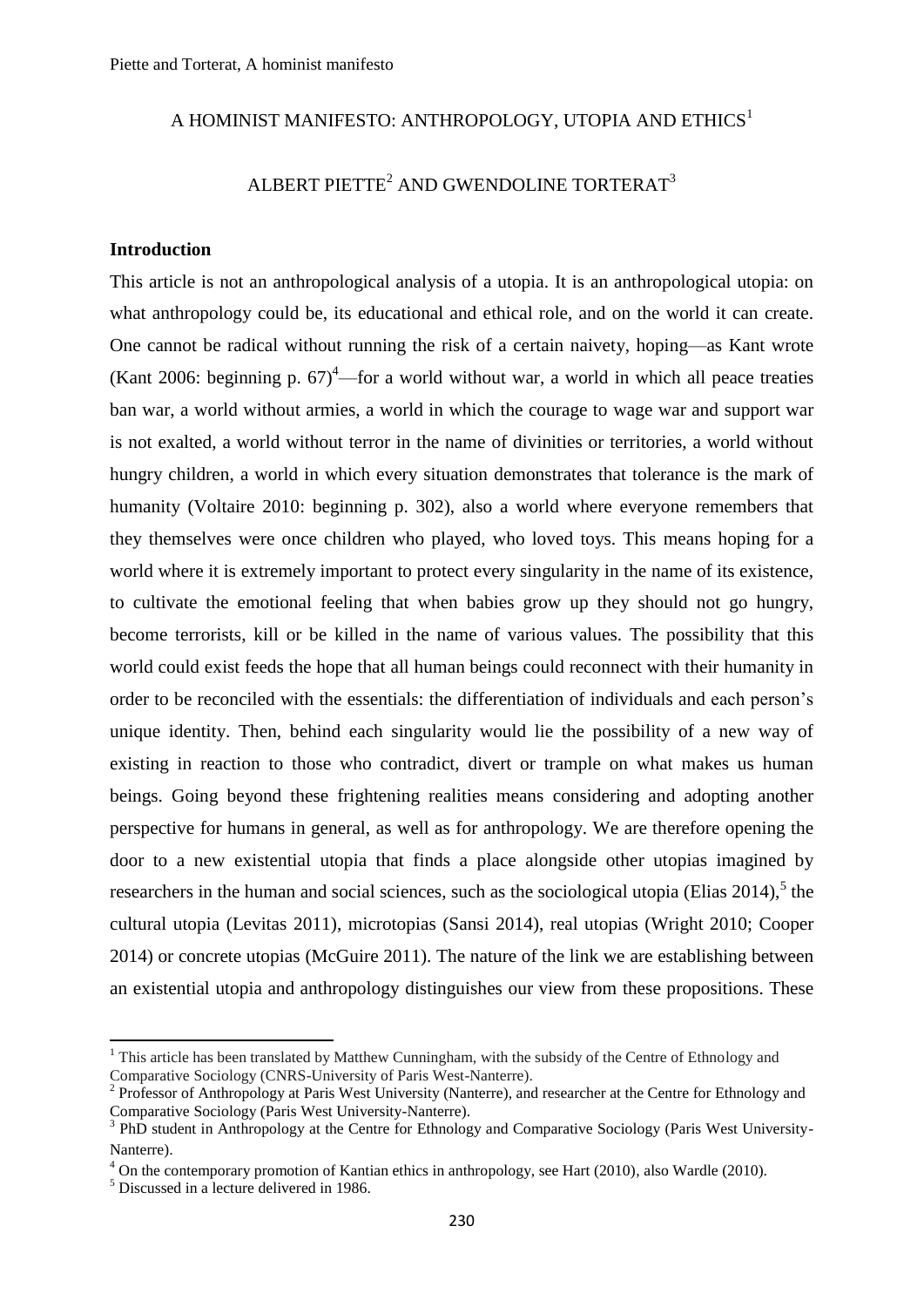# A HOMINIST MANIFESTO: ANTHROPOLOGY, UTOPIA AND ETHICS[1]

ALBERT PIETTE[2] AND GWENDOLINE TORTERAT[3]

## Introduction

This article is not an anthropological analysis of a utopia. It is an anthropological utopia: on what anthropology could be, its educational and ethical role, and on the world it can create. One cannot be radical without running the risk of a certain naivety, hoping—as Kant wrote (Kant 2006: beginning p. 67)[4]—for a world without war, a world in which all peace treaties ban war, a world without armies, a world in which the courage to wage war and support war is not exalted, a world without terror in the name of divinities or territories, a world without hungry children, a world in which every situation demonstrates that tolerance is the mark of humanity (Voltaire 2010: beginning p. 302), also a world where everyone remembers that they themselves were once children who played, who loved toys. This means hoping for a world where it is extremely important to protect every singularity in the name of its existence, to cultivate the emotional feeling that when babies grow up they should not go hungry, become terrorists, kill or be killed in the name of various values. The possibility that this world could exist feeds the hope that all human beings could reconnect with their humanity in order to be reconciled with the essentials: the differentiation of individuals and each person's unique identity. Then, behind each singularity would lie the possibility of a new way of existing in reaction to those who contradict, divert or trample on what makes us human beings. Going beyond these frightening realities means considering and adopting another perspective for humans in general, as well as for anthropology. We are therefore opening the door to a new existential utopia that finds a place alongside other utopias imagined by researchers in the human and social sciences, such as the sociological utopia (Elias 2014),[5] the cultural utopia (Levitas 2011), microtopias (Sansi 2014), real utopias (Wright 2010; Cooper 2014) or concrete utopias (McGuire 2011). The nature of the link we are establishing between an existential utopia and anthropology distinguishes our view from these propositions. These

---

[1] This article has been translated by Matthew Cunningham, with the subsidy of the Centre of Ethnology and Comparative Sociology (CNRS-University of Paris West-Nanterre).

[2] Professor of Anthropology at Paris West University (Nanterre), and researcher at the Centre for Ethnology and Comparative Sociology (Paris West University-Nanterre).

[3] PhD student in Anthropology at the Centre for Ethnology and Comparative Sociology (Paris West University-Nanterre).

[4] On the contemporary promotion of Kantian ethics in anthropology, see Hart (2010), also Wardle (2010).

[5] Discussed in a lecture delivered in 1986.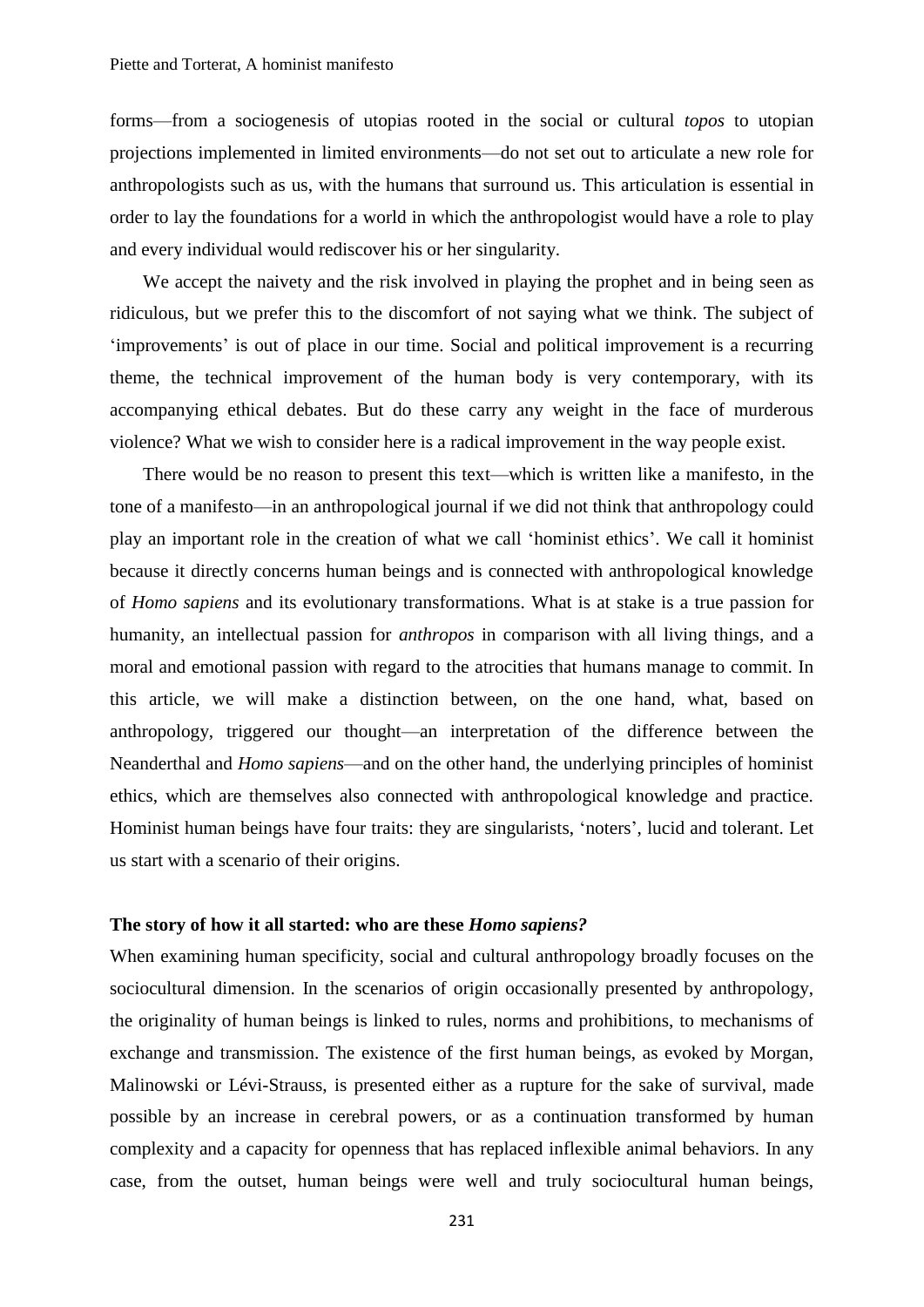forms—from a sociogenesis of utopias rooted in the social or cultural *topos* to utopian projections implemented in limited environments—do not set out to articulate a new role for anthropologists such as us, with the humans that surround us. This articulation is essential in order to lay the foundations for a world in which the anthropologist would have a role to play and every individual would rediscover his or her singularity.

We accept the naivety and the risk involved in playing the prophet and in being seen as ridiculous, but we prefer this to the discomfort of not saying what we think. The subject of 'improvements' is out of place in our time. Social and political improvement is a recurring theme, the technical improvement of the human body is very contemporary, with its accompanying ethical debates. But do these carry any weight in the face of murderous violence? What we wish to consider here is a radical improvement in the way people exist.

There would be no reason to present this text—which is written like a manifesto, in the tone of a manifesto—in an anthropological journal if we did not think that anthropology could play an important role in the creation of what we call 'hominist ethics'. We call it hominist because it directly concerns human beings and is connected with anthropological knowledge of *Homo sapiens* and its evolutionary transformations. What is at stake is a true passion for humanity, an intellectual passion for *anthropos* in comparison with all living things, and a moral and emotional passion with regard to the atrocities that humans manage to commit. In this article, we will make a distinction between, on the one hand, what, based on anthropology, triggered our thought—an interpretation of the difference between the Neanderthal and *Homo sapiens*—and on the other hand, the underlying principles of hominist ethics, which are themselves also connected with anthropological knowledge and practice. Hominist human beings have four traits: they are singularists, 'noters', lucid and tolerant. Let us start with a scenario of their origins.

## The story of how it all started: who are these *Homo sapiens?*

When examining human specificity, social and cultural anthropology broadly focuses on the sociocultural dimension. In the scenarios of origin occasionally presented by anthropology, the originality of human beings is linked to rules, norms and prohibitions, to mechanisms of exchange and transmission. The existence of the first human beings, as evoked by Morgan, Malinowski or Lévi-Strauss, is presented either as a rupture for the sake of survival, made possible by an increase in cerebral powers, or as a continuation transformed by human complexity and a capacity for openness that has replaced inflexible animal behaviors. In any case, from the outset, human beings were well and truly sociocultural human beings,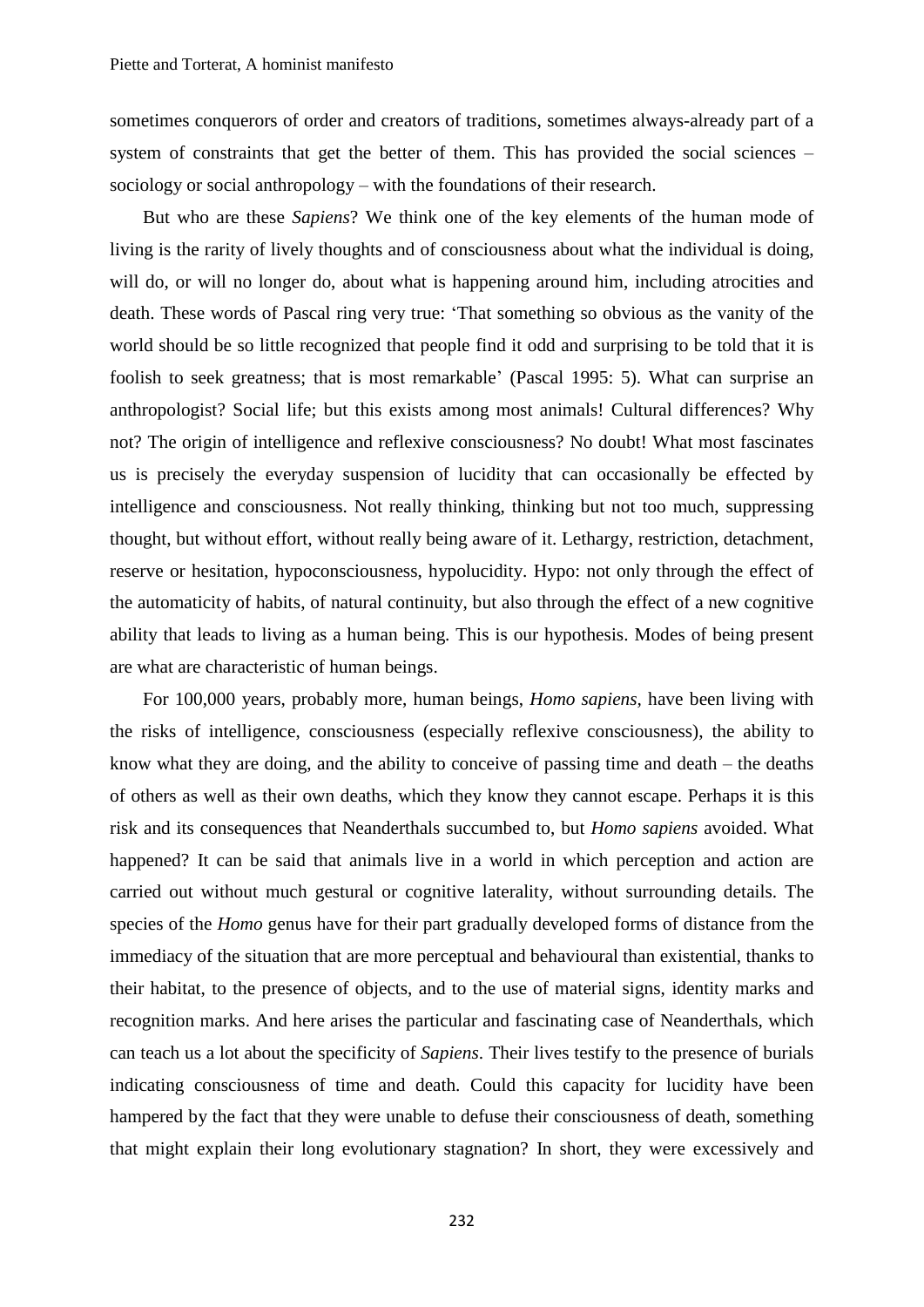sometimes conquerors of order and creators of traditions, sometimes always-already part of a system of constraints that get the better of them. This has provided the social sciences – sociology or social anthropology – with the foundations of their research.

But who are these *Sapiens*? We think one of the key elements of the human mode of living is the rarity of lively thoughts and of consciousness about what the individual is doing, will do, or will no longer do, about what is happening around him, including atrocities and death. These words of Pascal ring very true: 'That something so obvious as the vanity of the world should be so little recognized that people find it odd and surprising to be told that it is foolish to seek greatness; that is most remarkable' (Pascal 1995: 5). What can surprise an anthropologist? Social life; but this exists among most animals! Cultural differences? Why not? The origin of intelligence and reflexive consciousness? No doubt! What most fascinates us is precisely the everyday suspension of lucidity that can occasionally be effected by intelligence and consciousness. Not really thinking, thinking but not too much, suppressing thought, but without effort, without really being aware of it. Lethargy, restriction, detachment, reserve or hesitation, hypoconsciousness, hypolucidity. Hypo: not only through the effect of the automaticity of habits, of natural continuity, but also through the effect of a new cognitive ability that leads to living as a human being. This is our hypothesis. Modes of being present are what are characteristic of human beings.

For 100,000 years, probably more, human beings, *Homo sapiens*, have been living with the risks of intelligence, consciousness (especially reflexive consciousness), the ability to know what they are doing, and the ability to conceive of passing time and death – the deaths of others as well as their own deaths, which they know they cannot escape. Perhaps it is this risk and its consequences that Neanderthals succumbed to, but *Homo sapiens* avoided. What happened? It can be said that animals live in a world in which perception and action are carried out without much gestural or cognitive laterality, without surrounding details. The species of the *Homo* genus have for their part gradually developed forms of distance from the immediacy of the situation that are more perceptual and behavioural than existential, thanks to their habitat, to the presence of objects, and to the use of material signs, identity marks and recognition marks. And here arises the particular and fascinating case of Neanderthals, which can teach us a lot about the specificity of *Sapiens*. Their lives testify to the presence of burials indicating consciousness of time and death. Could this capacity for lucidity have been hampered by the fact that they were unable to defuse their consciousness of death, something that might explain their long evolutionary stagnation? In short, they were excessively and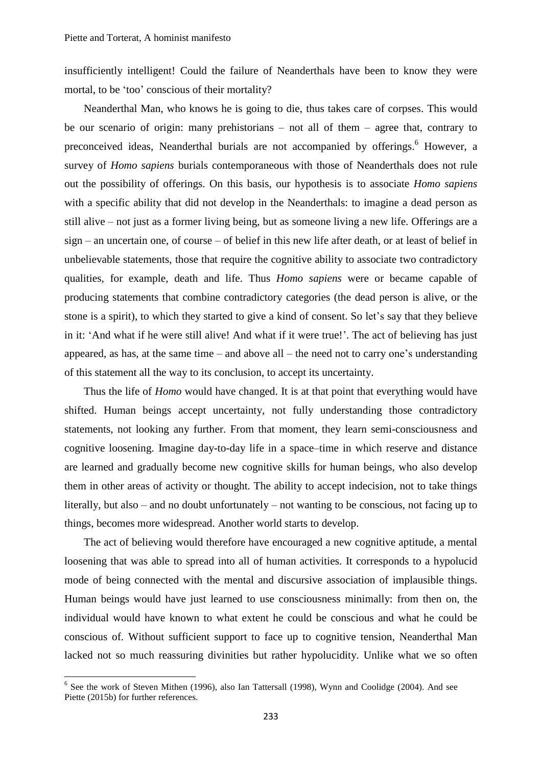insufficiently intelligent! Could the failure of Neanderthals have been to know they were mortal, to be 'too' conscious of their mortality?

Neanderthal Man, who knows he is going to die, thus takes care of corpses. This would be our scenario of origin: many prehistorians – not all of them – agree that, contrary to preconceived ideas, Neanderthal burials are not accompanied by offerings.[6] However, a survey of *Homo sapiens* burials contemporaneous with those of Neanderthals does not rule out the possibility of offerings. On this basis, our hypothesis is to associate *Homo sapiens* with a specific ability that did not develop in the Neanderthals: to imagine a dead person as still alive – not just as a former living being, but as someone living a new life. Offerings are a sign – an uncertain one, of course – of belief in this new life after death, or at least of belief in unbelievable statements, those that require the cognitive ability to associate two contradictory qualities, for example, death and life. Thus *Homo sapiens* were or became capable of producing statements that combine contradictory categories (the dead person is alive, or the stone is a spirit), to which they started to give a kind of consent. So let's say that they believe in it: 'And what if he were still alive! And what if it were true!'. The act of believing has just appeared, as has, at the same time – and above all – the need not to carry one's understanding of this statement all the way to its conclusion, to accept its uncertainty.

Thus the life of *Homo* would have changed. It is at that point that everything would have shifted. Human beings accept uncertainty, not fully understanding those contradictory statements, not looking any further. From that moment, they learn semi-consciousness and cognitive loosening. Imagine day-to-day life in a space–time in which reserve and distance are learned and gradually become new cognitive skills for human beings, who also develop them in other areas of activity or thought. The ability to accept indecision, not to take things literally, but also – and no doubt unfortunately – not wanting to be conscious, not facing up to things, becomes more widespread. Another world starts to develop.

The act of believing would therefore have encouraged a new cognitive aptitude, a mental loosening that was able to spread into all of human activities. It corresponds to a hypolucid mode of being connected with the mental and discursive association of implausible things. Human beings would have just learned to use consciousness minimally: from then on, the individual would have known to what extent he could be conscious and what he could be conscious of. Without sufficient support to face up to cognitive tension, Neanderthal Man lacked not so much reassuring divinities but rather hypolucidity. Unlike what we so often

[6] See the work of Steven Mithen (1996), also Ian Tattersall (1998), Wynn and Coolidge (2004). And see Piette (2015b) for further references.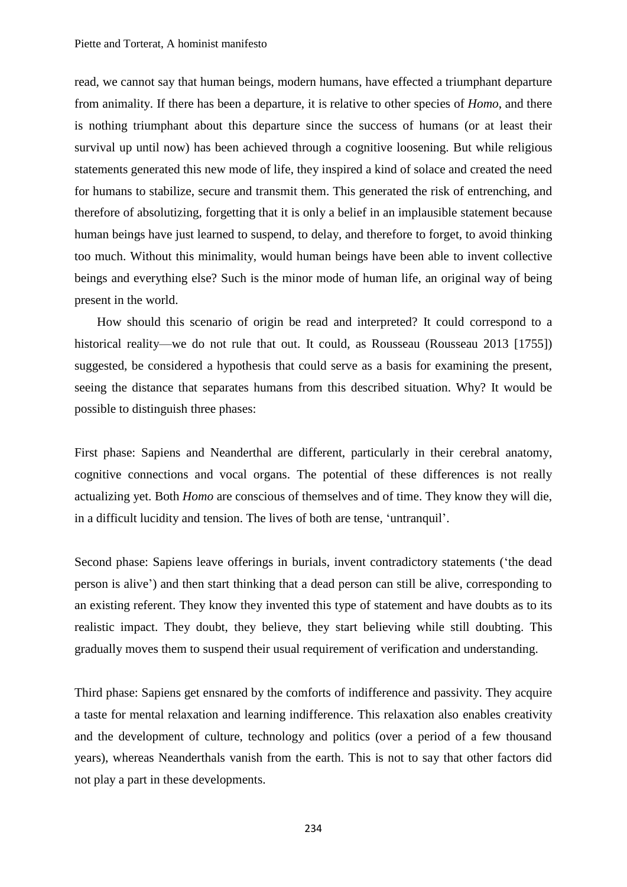read, we cannot say that human beings, modern humans, have effected a triumphant departure from animality. If there has been a departure, it is relative to other species of *Homo*, and there is nothing triumphant about this departure since the success of humans (or at least their survival up until now) has been achieved through a cognitive loosening. But while religious statements generated this new mode of life, they inspired a kind of solace and created the need for humans to stabilize, secure and transmit them. This generated the risk of entrenching, and therefore of absolutizing, forgetting that it is only a belief in an implausible statement because human beings have just learned to suspend, to delay, and therefore to forget, to avoid thinking too much. Without this minimality, would human beings have been able to invent collective beings and everything else? Such is the minor mode of human life, an original way of being present in the world.

How should this scenario of origin be read and interpreted? It could correspond to a historical reality—we do not rule that out. It could, as Rousseau (Rousseau 2013 [1755]) suggested, be considered a hypothesis that could serve as a basis for examining the present, seeing the distance that separates humans from this described situation. Why? It would be possible to distinguish three phases:

First phase: Sapiens and Neanderthal are different, particularly in their cerebral anatomy, cognitive connections and vocal organs. The potential of these differences is not really actualizing yet. Both *Homo* are conscious of themselves and of time. They know they will die, in a difficult lucidity and tension. The lives of both are tense, 'untranquil'.

Second phase: Sapiens leave offerings in burials, invent contradictory statements ('the dead person is alive') and then start thinking that a dead person can still be alive, corresponding to an existing referent. They know they invented this type of statement and have doubts as to its realistic impact. They doubt, they believe, they start believing while still doubting. This gradually moves them to suspend their usual requirement of verification and understanding.

Third phase: Sapiens get ensnared by the comforts of indifference and passivity. They acquire a taste for mental relaxation and learning indifference. This relaxation also enables creativity and the development of culture, technology and politics (over a period of a few thousand years), whereas Neanderthals vanish from the earth. This is not to say that other factors did not play a part in these developments.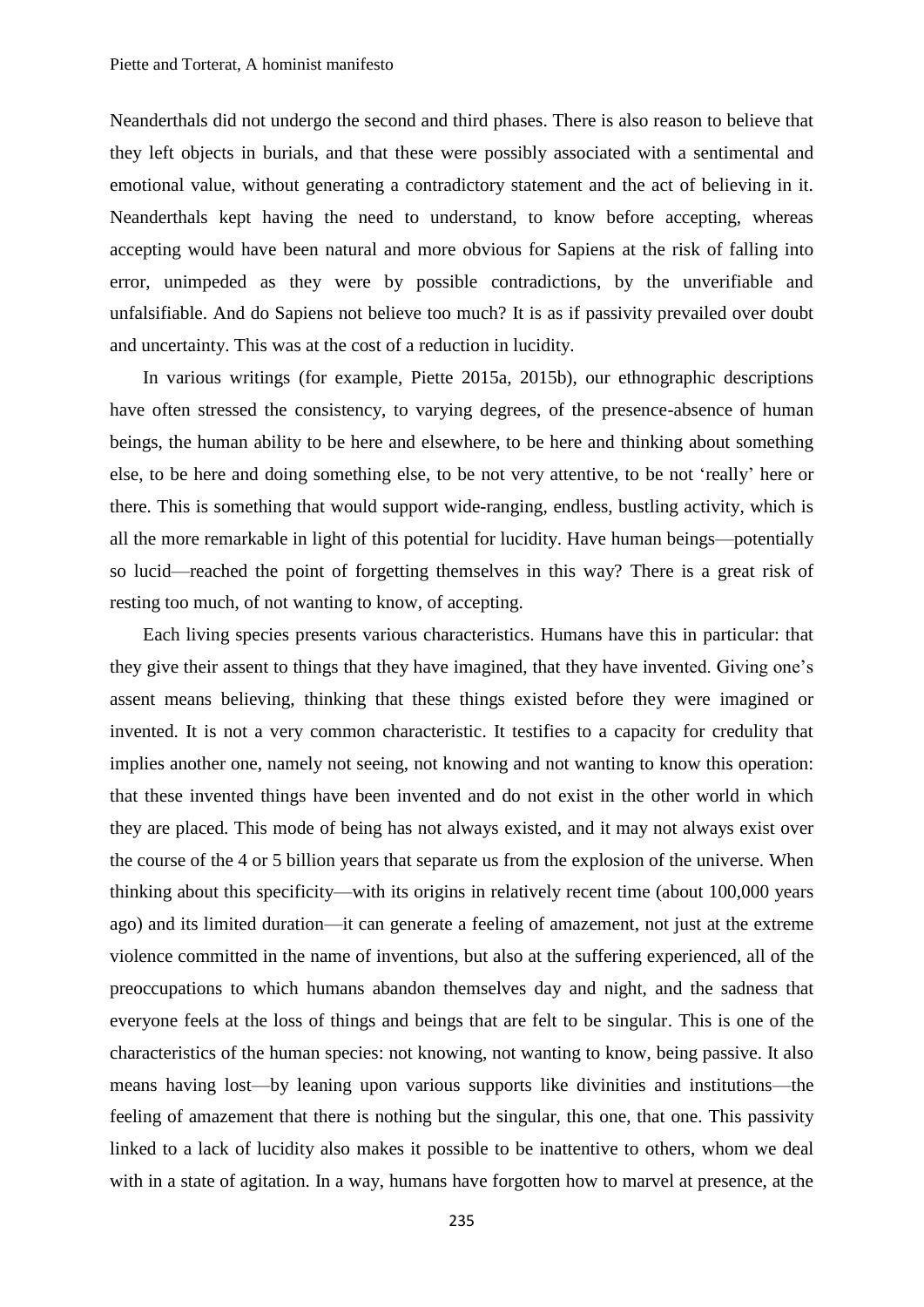Neanderthals did not undergo the second and third phases. There is also reason to believe that they left objects in burials, and that these were possibly associated with a sentimental and emotional value, without generating a contradictory statement and the act of believing in it. Neanderthals kept having the need to understand, to know before accepting, whereas accepting would have been natural and more obvious for Sapiens at the risk of falling into error, unimpeded as they were by possible contradictions, by the unverifiable and unfalsifiable. And do Sapiens not believe too much? It is as if passivity prevailed over doubt and uncertainty. This was at the cost of a reduction in lucidity.

In various writings (for example, Piette 2015a, 2015b), our ethnographic descriptions have often stressed the consistency, to varying degrees, of the presence-absence of human beings, the human ability to be here and elsewhere, to be here and thinking about something else, to be here and doing something else, to be not very attentive, to be not 'really' here or there. This is something that would support wide-ranging, endless, bustling activity, which is all the more remarkable in light of this potential for lucidity. Have human beings—potentially so lucid—reached the point of forgetting themselves in this way? There is a great risk of resting too much, of not wanting to know, of accepting.

Each living species presents various characteristics. Humans have this in particular: that they give their assent to things that they have imagined, that they have invented. Giving one's assent means believing, thinking that these things existed before they were imagined or invented. It is not a very common characteristic. It testifies to a capacity for credulity that implies another one, namely not seeing, not knowing and not wanting to know this operation: that these invented things have been invented and do not exist in the other world in which they are placed. This mode of being has not always existed, and it may not always exist over the course of the 4 or 5 billion years that separate us from the explosion of the universe. When thinking about this specificity—with its origins in relatively recent time (about 100,000 years ago) and its limited duration—it can generate a feeling of amazement, not just at the extreme violence committed in the name of inventions, but also at the suffering experienced, all of the preoccupations to which humans abandon themselves day and night, and the sadness that everyone feels at the loss of things and beings that are felt to be singular. This is one of the characteristics of the human species: not knowing, not wanting to know, being passive. It also means having lost—by leaning upon various supports like divinities and institutions—the feeling of amazement that there is nothing but the singular, this one, that one. This passivity linked to a lack of lucidity also makes it possible to be inattentive to others, whom we deal with in a state of agitation. In a way, humans have forgotten how to marvel at presence, at the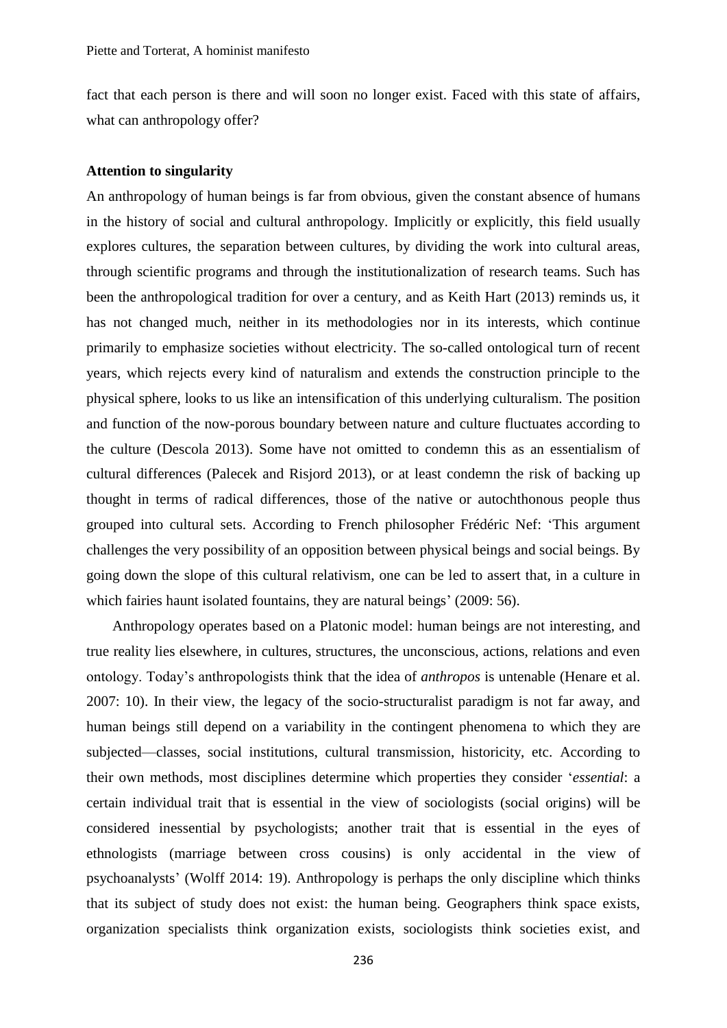fact that each person is there and will soon no longer exist. Faced with this state of affairs, what can anthropology offer?

**Attention to singularity**

An anthropology of human beings is far from obvious, given the constant absence of humans in the history of social and cultural anthropology. Implicitly or explicitly, this field usually explores cultures, the separation between cultures, by dividing the work into cultural areas, through scientific programs and through the institutionalization of research teams. Such has been the anthropological tradition for over a century, and as Keith Hart (2013) reminds us, it has not changed much, neither in its methodologies nor in its interests, which continue primarily to emphasize societies without electricity. The so-called ontological turn of recent years, which rejects every kind of naturalism and extends the construction principle to the physical sphere, looks to us like an intensification of this underlying culturalism. The position and function of the now-porous boundary between nature and culture fluctuates according to the culture (Descola 2013). Some have not omitted to condemn this as an essentialism of cultural differences (Palecek and Risjord 2013), or at least condemn the risk of backing up thought in terms of radical differences, those of the native or autochthonous people thus grouped into cultural sets. According to French philosopher Frédéric Nef: 'This argument challenges the very possibility of an opposition between physical beings and social beings. By going down the slope of this cultural relativism, one can be led to assert that, in a culture in which fairies haunt isolated fountains, they are natural beings' (2009: 56).

Anthropology operates based on a Platonic model: human beings are not interesting, and true reality lies elsewhere, in cultures, structures, the unconscious, actions, relations and even ontology. Today's anthropologists think that the idea of *anthropos* is untenable (Henare et al. 2007: 10). In their view, the legacy of the socio-structuralist paradigm is not far away, and human beings still depend on a variability in the contingent phenomena to which they are subjected—classes, social institutions, cultural transmission, historicity, etc. According to their own methods, most disciplines determine which properties they consider '*essential*: a certain individual trait that is essential in the view of sociologists (social origins) will be considered inessential by psychologists; another trait that is essential in the eyes of ethnologists (marriage between cross cousins) is only accidental in the view of psychoanalysts' (Wolff 2014: 19). Anthropology is perhaps the only discipline which thinks that its subject of study does not exist: the human being. Geographers think space exists, organization specialists think organization exists, sociologists think societies exist, and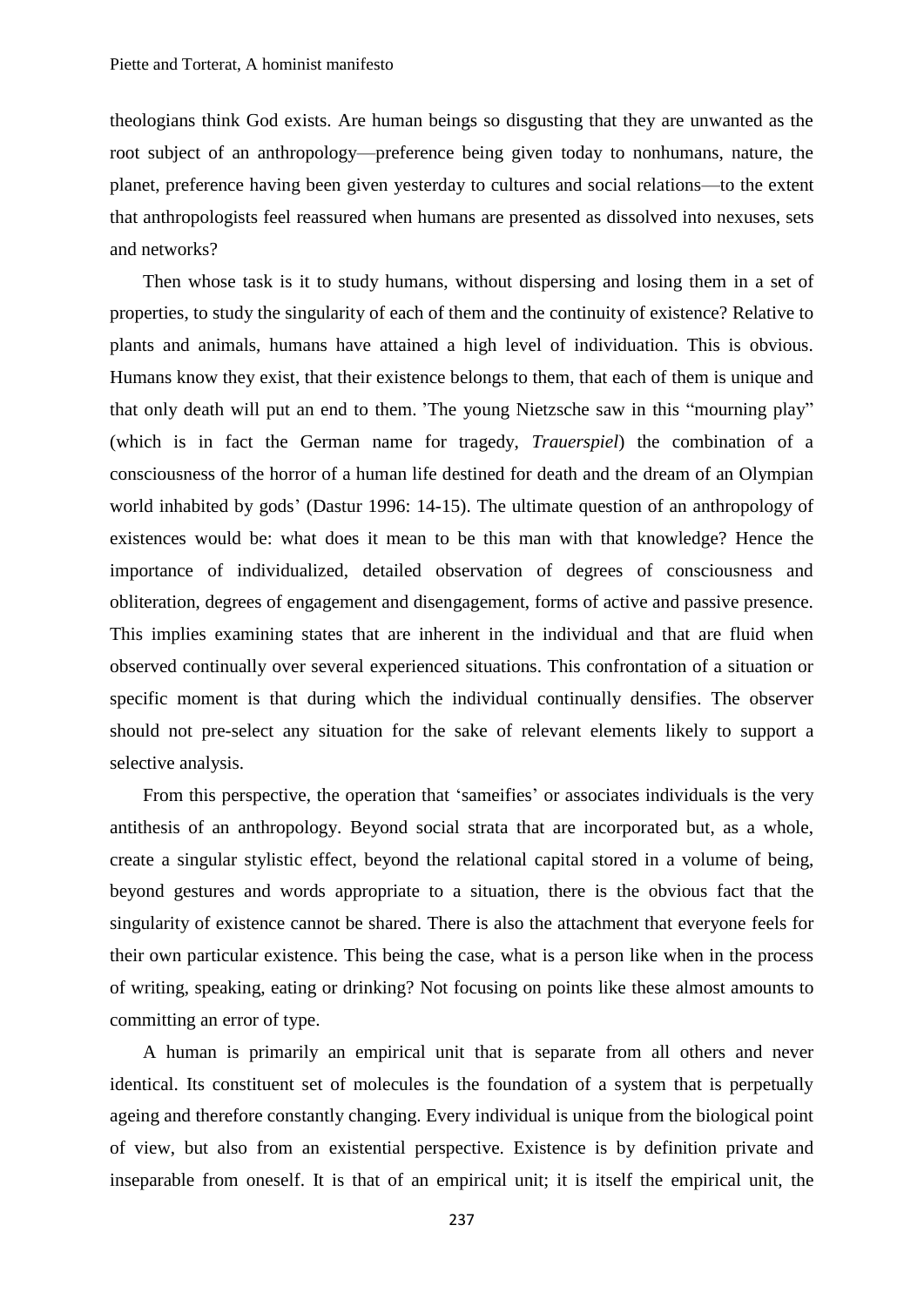theologians think God exists. Are human beings so disgusting that they are unwanted as the root subject of an anthropology—preference being given today to nonhumans, nature, the planet, preference having been given yesterday to cultures and social relations—to the extent that anthropologists feel reassured when humans are presented as dissolved into nexuses, sets and networks?

Then whose task is it to study humans, without dispersing and losing them in a set of properties, to study the singularity of each of them and the continuity of existence? Relative to plants and animals, humans have attained a high level of individuation. This is obvious. Humans know they exist, that their existence belongs to them, that each of them is unique and that only death will put an end to them. 'The young Nietzsche saw in this "mourning play" (which is in fact the German name for tragedy, *Trauerspiel*) the combination of a consciousness of the horror of a human life destined for death and the dream of an Olympian world inhabited by gods' (Dastur 1996: 14-15). The ultimate question of an anthropology of existences would be: what does it mean to be this man with that knowledge? Hence the importance of individualized, detailed observation of degrees of consciousness and obliteration, degrees of engagement and disengagement, forms of active and passive presence. This implies examining states that are inherent in the individual and that are fluid when observed continually over several experienced situations. This confrontation of a situation or specific moment is that during which the individual continually densifies. The observer should not pre-select any situation for the sake of relevant elements likely to support a selective analysis.

From this perspective, the operation that 'sameifies' or associates individuals is the very antithesis of an anthropology. Beyond social strata that are incorporated but, as a whole, create a singular stylistic effect, beyond the relational capital stored in a volume of being, beyond gestures and words appropriate to a situation, there is the obvious fact that the singularity of existence cannot be shared. There is also the attachment that everyone feels for their own particular existence. This being the case, what is a person like when in the process of writing, speaking, eating or drinking? Not focusing on points like these almost amounts to committing an error of type.

A human is primarily an empirical unit that is separate from all others and never identical. Its constituent set of molecules is the foundation of a system that is perpetually ageing and therefore constantly changing. Every individual is unique from the biological point of view, but also from an existential perspective. Existence is by definition private and inseparable from oneself. It is that of an empirical unit; it is itself the empirical unit, the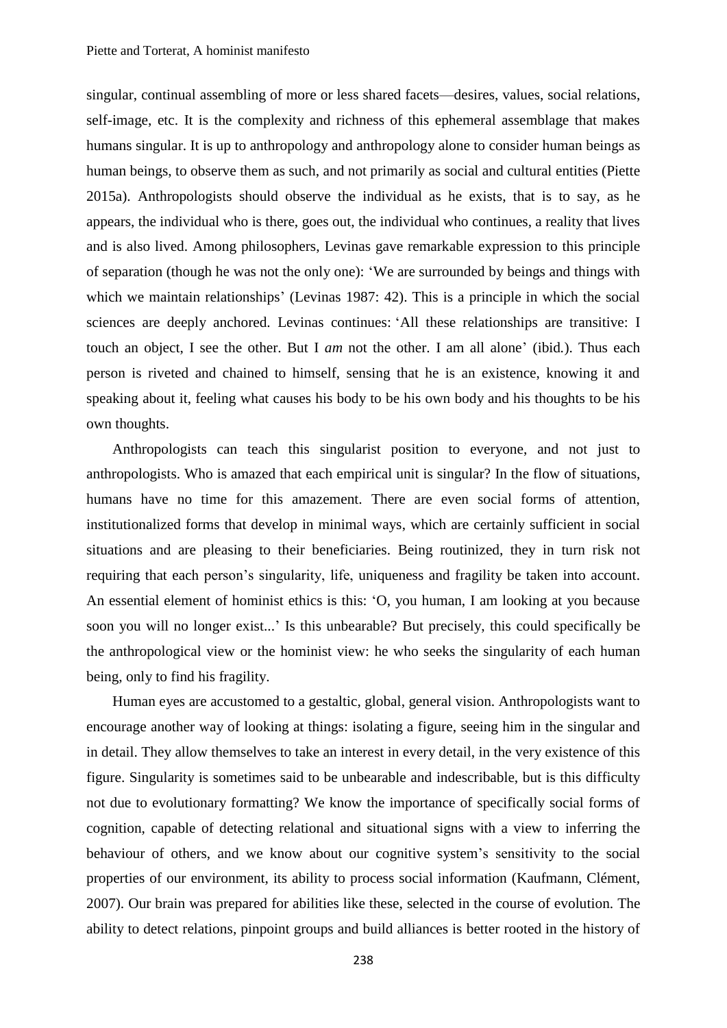singular, continual assembling of more or less shared facets—desires, values, social relations, self-image, etc. It is the complexity and richness of this ephemeral assemblage that makes humans singular. It is up to anthropology and anthropology alone to consider human beings as human beings, to observe them as such, and not primarily as social and cultural entities (Piette 2015a). Anthropologists should observe the individual as he exists, that is to say, as he appears, the individual who is there, goes out, the individual who continues, a reality that lives and is also lived. Among philosophers, Levinas gave remarkable expression to this principle of separation (though he was not the only one): 'We are surrounded by beings and things with which we maintain relationships' (Levinas 1987: 42). This is a principle in which the social sciences are deeply anchored. Levinas continues: 'All these relationships are transitive: I touch an object, I see the other. But I *am* not the other. I am all alone' (ibid.). Thus each person is riveted and chained to himself, sensing that he is an existence, knowing it and speaking about it, feeling what causes his body to be his own body and his thoughts to be his own thoughts.

Anthropologists can teach this singularist position to everyone, and not just to anthropologists. Who is amazed that each empirical unit is singular? In the flow of situations, humans have no time for this amazement. There are even social forms of attention, institutionalized forms that develop in minimal ways, which are certainly sufficient in social situations and are pleasing to their beneficiaries. Being routinized, they in turn risk not requiring that each person's singularity, life, uniqueness and fragility be taken into account. An essential element of hominist ethics is this: 'O, you human, I am looking at you because soon you will no longer exist...' Is this unbearable? But precisely, this could specifically be the anthropological view or the hominist view: he who seeks the singularity of each human being, only to find his fragility.

Human eyes are accustomed to a gestaltic, global, general vision. Anthropologists want to encourage another way of looking at things: isolating a figure, seeing him in the singular and in detail. They allow themselves to take an interest in every detail, in the very existence of this figure. Singularity is sometimes said to be unbearable and indescribable, but is this difficulty not due to evolutionary formatting? We know the importance of specifically social forms of cognition, capable of detecting relational and situational signs with a view to inferring the behaviour of others, and we know about our cognitive system's sensitivity to the social properties of our environment, its ability to process social information (Kaufmann, Clément, 2007). Our brain was prepared for abilities like these, selected in the course of evolution. The ability to detect relations, pinpoint groups and build alliances is better rooted in the history of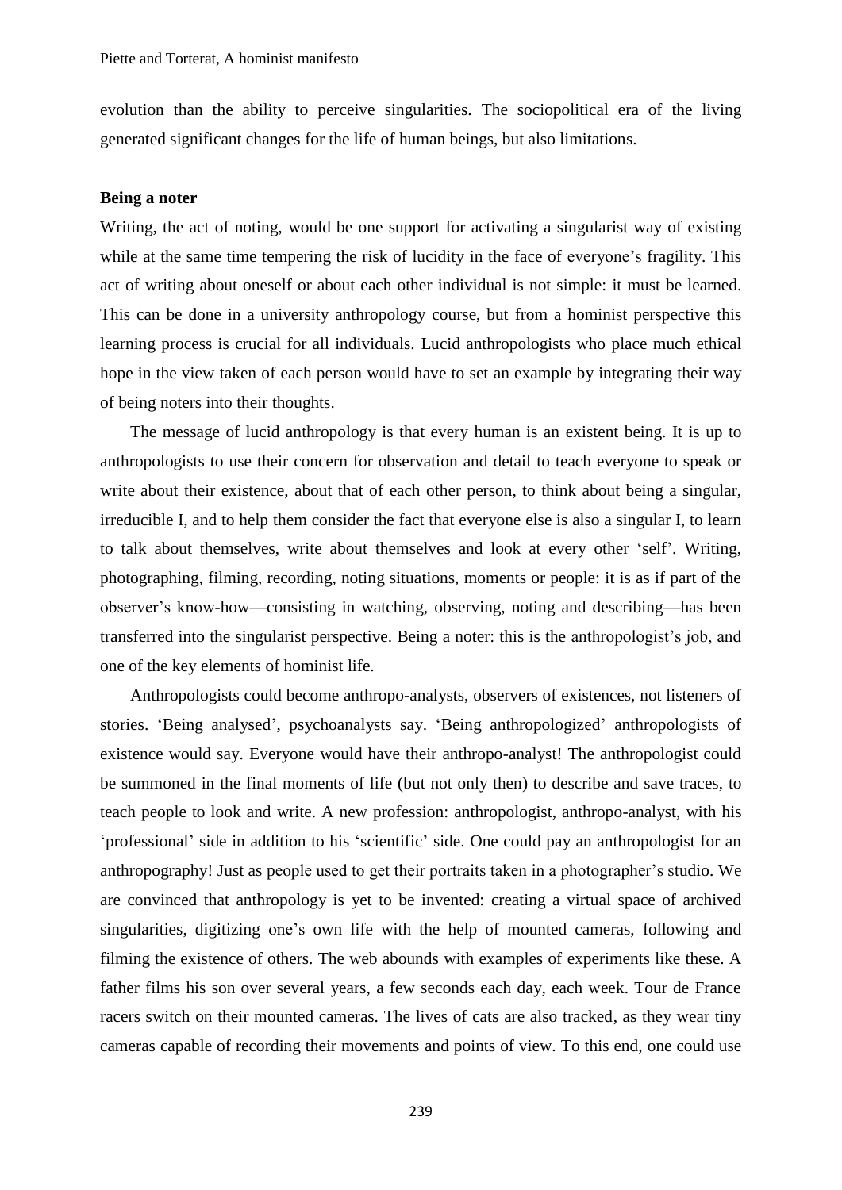evolution than the ability to perceive singularities. The sociopolitical era of the living generated significant changes for the life of human beings, but also limitations.

**Being a noter**

Writing, the act of noting, would be one support for activating a singularist way of existing while at the same time tempering the risk of lucidity in the face of everyone's fragility. This act of writing about oneself or about each other individual is not simple: it must be learned. This can be done in a university anthropology course, but from a hominist perspective this learning process is crucial for all individuals. Lucid anthropologists who place much ethical hope in the view taken of each person would have to set an example by integrating their way of being noters into their thoughts.

The message of lucid anthropology is that every human is an existent being. It is up to anthropologists to use their concern for observation and detail to teach everyone to speak or write about their existence, about that of each other person, to think about being a singular, irreducible I, and to help them consider the fact that everyone else is also a singular I, to learn to talk about themselves, write about themselves and look at every other 'self'. Writing, photographing, filming, recording, noting situations, moments or people: it is as if part of the observer's know-how—consisting in watching, observing, noting and describing—has been transferred into the singularist perspective. Being a noter: this is the anthropologist's job, and one of the key elements of hominist life.

Anthropologists could become anthropo-analysts, observers of existences, not listeners of stories. 'Being analysed', psychoanalysts say. 'Being anthropologized' anthropologists of existence would say. Everyone would have their anthropo-analyst! The anthropologist could be summoned in the final moments of life (but not only then) to describe and save traces, to teach people to look and write. A new profession: anthropologist, anthropo-analyst, with his 'professional' side in addition to his 'scientific' side. One could pay an anthropologist for an anthropography! Just as people used to get their portraits taken in a photographer's studio. We are convinced that anthropology is yet to be invented: creating a virtual space of archived singularities, digitizing one's own life with the help of mounted cameras, following and filming the existence of others. The web abounds with examples of experiments like these. A father films his son over several years, a few seconds each day, each week. Tour de France racers switch on their mounted cameras. The lives of cats are also tracked, as they wear tiny cameras capable of recording their movements and points of view. To this end, one could use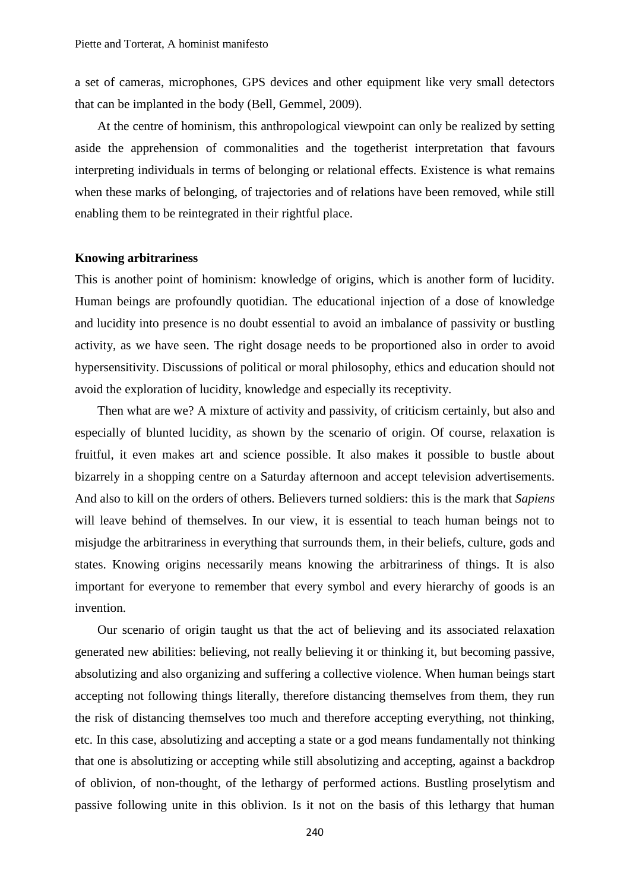a set of cameras, microphones, GPS devices and other equipment like very small detectors that can be implanted in the body (Bell, Gemmel, 2009).

At the centre of hominism, this anthropological viewpoint can only be realized by setting aside the apprehension of commonalities and the togetherist interpretation that favours interpreting individuals in terms of belonging or relational effects. Existence is what remains when these marks of belonging, of trajectories and of relations have been removed, while still enabling them to be reintegrated in their rightful place.

**Knowing arbitrariness**

This is another point of hominism: knowledge of origins, which is another form of lucidity. Human beings are profoundly quotidian. The educational injection of a dose of knowledge and lucidity into presence is no doubt essential to avoid an imbalance of passivity or bustling activity, as we have seen. The right dosage needs to be proportioned also in order to avoid hypersensitivity. Discussions of political or moral philosophy, ethics and education should not avoid the exploration of lucidity, knowledge and especially its receptivity.

Then what are we? A mixture of activity and passivity, of criticism certainly, but also and especially of blunted lucidity, as shown by the scenario of origin. Of course, relaxation is fruitful, it even makes art and science possible. It also makes it possible to bustle about bizarrely in a shopping centre on a Saturday afternoon and accept television advertisements. And also to kill on the orders of others. Believers turned soldiers: this is the mark that *Sapiens* will leave behind of themselves. In our view, it is essential to teach human beings not to misjudge the arbitrariness in everything that surrounds them, in their beliefs, culture, gods and states. Knowing origins necessarily means knowing the arbitrariness of things. It is also important for everyone to remember that every symbol and every hierarchy of goods is an invention.

Our scenario of origin taught us that the act of believing and its associated relaxation generated new abilities: believing, not really believing it or thinking it, but becoming passive, absolutizing and also organizing and suffering a collective violence. When human beings start accepting not following things literally, therefore distancing themselves from them, they run the risk of distancing themselves too much and therefore accepting everything, not thinking, etc. In this case, absolutizing and accepting a state or a god means fundamentally not thinking that one is absolutizing or accepting while still absolutizing and accepting, against a backdrop of oblivion, of non-thought, of the lethargy of performed actions. Bustling proselytism and passive following unite in this oblivion. Is it not on the basis of this lethargy that human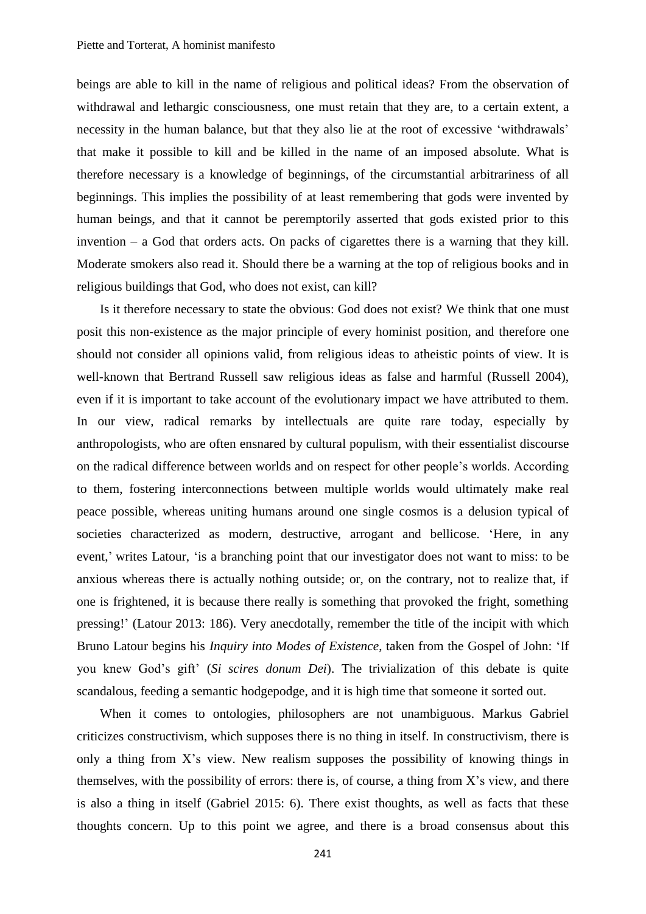beings are able to kill in the name of religious and political ideas? From the observation of withdrawal and lethargic consciousness, one must retain that they are, to a certain extent, a necessity in the human balance, but that they also lie at the root of excessive 'withdrawals' that make it possible to kill and be killed in the name of an imposed absolute. What is therefore necessary is a knowledge of beginnings, of the circumstantial arbitrariness of all beginnings. This implies the possibility of at least remembering that gods were invented by human beings, and that it cannot be peremptorily asserted that gods existed prior to this invention – a God that orders acts. On packs of cigarettes there is a warning that they kill. Moderate smokers also read it. Should there be a warning at the top of religious books and in religious buildings that God, who does not exist, can kill?

Is it therefore necessary to state the obvious: God does not exist? We think that one must posit this non-existence as the major principle of every hominist position, and therefore one should not consider all opinions valid, from religious ideas to atheistic points of view. It is well-known that Bertrand Russell saw religious ideas as false and harmful (Russell 2004), even if it is important to take account of the evolutionary impact we have attributed to them. In our view, radical remarks by intellectuals are quite rare today, especially by anthropologists, who are often ensnared by cultural populism, with their essentialist discourse on the radical difference between worlds and on respect for other people's worlds. According to them, fostering interconnections between multiple worlds would ultimately make real peace possible, whereas uniting humans around one single cosmos is a delusion typical of societies characterized as modern, destructive, arrogant and bellicose. 'Here, in any event,' writes Latour, 'is a branching point that our investigator does not want to miss: to be anxious whereas there is actually nothing outside; or, on the contrary, not to realize that, if one is frightened, it is because there really is something that provoked the fright, something pressing!' (Latour 2013: 186). Very anecdotally, remember the title of the incipit with which Bruno Latour begins his *Inquiry into Modes of Existence*, taken from the Gospel of John: 'If you knew God's gift' (*Si scires donum Dei*). The trivialization of this debate is quite scandalous, feeding a semantic hodgepodge, and it is high time that someone it sorted out.

When it comes to ontologies, philosophers are not unambiguous. Markus Gabriel criticizes constructivism, which supposes there is no thing in itself. In constructivism, there is only a thing from X's view. New realism supposes the possibility of knowing things in themselves, with the possibility of errors: there is, of course, a thing from X's view, and there is also a thing in itself (Gabriel 2015: 6). There exist thoughts, as well as facts that these thoughts concern. Up to this point we agree, and there is a broad consensus about this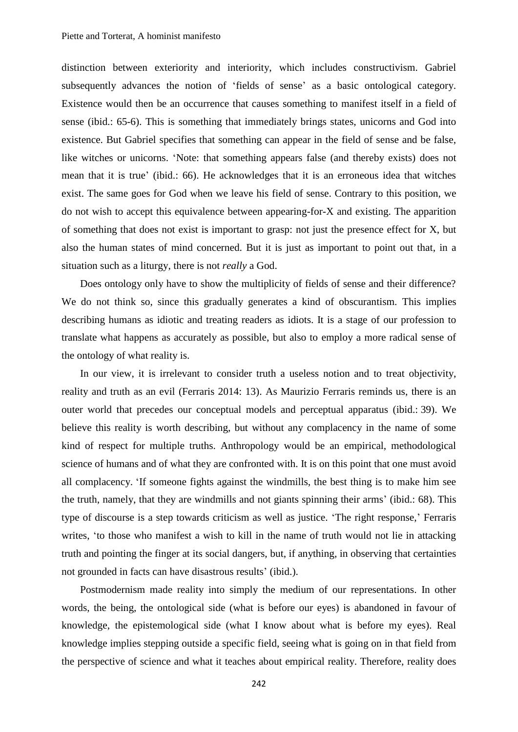distinction between exteriority and interiority, which includes constructivism. Gabriel subsequently advances the notion of 'fields of sense' as a basic ontological category. Existence would then be an occurrence that causes something to manifest itself in a field of sense (ibid.: 65-6). This is something that immediately brings states, unicorns and God into existence. But Gabriel specifies that something can appear in the field of sense and be false, like witches or unicorns. 'Note: that something appears false (and thereby exists) does not mean that it is true' (ibid.: 66). He acknowledges that it is an erroneous idea that witches exist. The same goes for God when we leave his field of sense. Contrary to this position, we do not wish to accept this equivalence between appearing-for-X and existing. The apparition of something that does not exist is important to grasp: not just the presence effect for X, but also the human states of mind concerned. But it is just as important to point out that, in a situation such as a liturgy, there is not *really* a God.

Does ontology only have to show the multiplicity of fields of sense and their difference? We do not think so, since this gradually generates a kind of obscurantism. This implies describing humans as idiotic and treating readers as idiots. It is a stage of our profession to translate what happens as accurately as possible, but also to employ a more radical sense of the ontology of what reality is.

In our view, it is irrelevant to consider truth a useless notion and to treat objectivity, reality and truth as an evil (Ferraris 2014: 13). As Maurizio Ferraris reminds us, there is an outer world that precedes our conceptual models and perceptual apparatus (ibid.: 39). We believe this reality is worth describing, but without any complacency in the name of some kind of respect for multiple truths. Anthropology would be an empirical, methodological science of humans and of what they are confronted with. It is on this point that one must avoid all complacency. 'If someone fights against the windmills, the best thing is to make him see the truth, namely, that they are windmills and not giants spinning their arms' (ibid.: 68). This type of discourse is a step towards criticism as well as justice. 'The right response,' Ferraris writes, 'to those who manifest a wish to kill in the name of truth would not lie in attacking truth and pointing the finger at its social dangers, but, if anything, in observing that certainties not grounded in facts can have disastrous results' (ibid.).

Postmodernism made reality into simply the medium of our representations. In other words, the being, the ontological side (what is before our eyes) is abandoned in favour of knowledge, the epistemological side (what I know about what is before my eyes). Real knowledge implies stepping outside a specific field, seeing what is going on in that field from the perspective of science and what it teaches about empirical reality. Therefore, reality does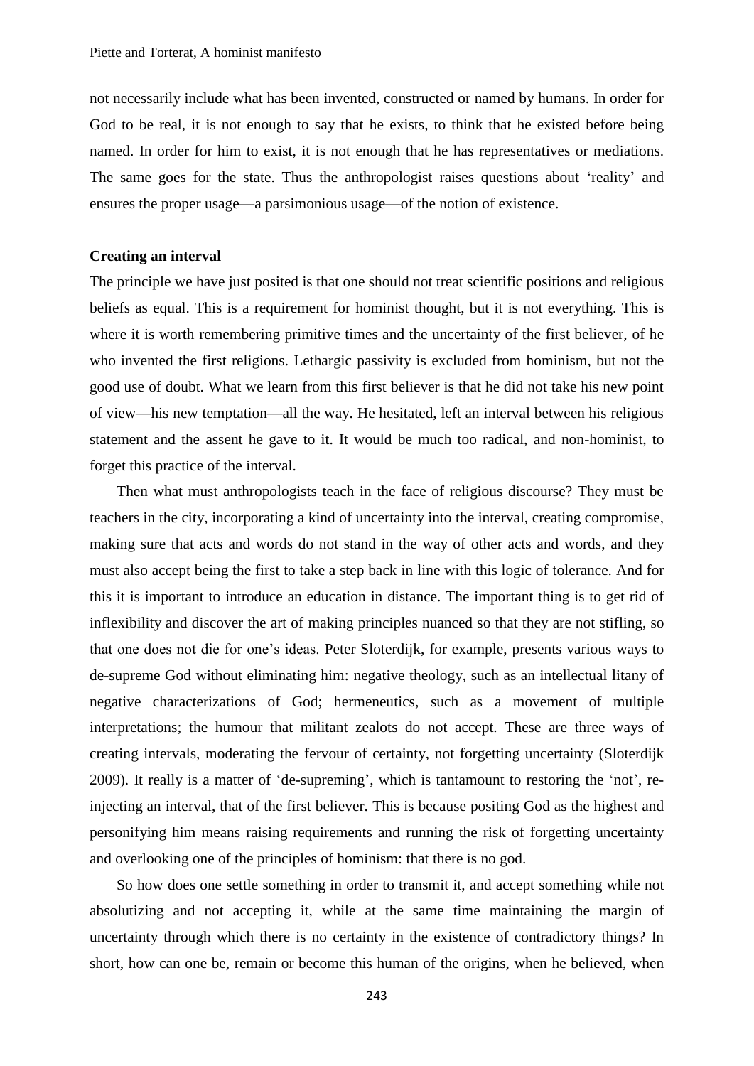not necessarily include what has been invented, constructed or named by humans. In order for God to be real, it is not enough to say that he exists, to think that he existed before being named. In order for him to exist, it is not enough that he has representatives or mediations. The same goes for the state. Thus the anthropologist raises questions about 'reality' and ensures the proper usage—a parsimonious usage—of the notion of existence.

**Creating an interval**

The principle we have just posited is that one should not treat scientific positions and religious beliefs as equal. This is a requirement for hominist thought, but it is not everything. This is where it is worth remembering primitive times and the uncertainty of the first believer, of he who invented the first religions. Lethargic passivity is excluded from hominism, but not the good use of doubt. What we learn from this first believer is that he did not take his new point of view—his new temptation—all the way. He hesitated, left an interval between his religious statement and the assent he gave to it. It would be much too radical, and non-hominist, to forget this practice of the interval.

Then what must anthropologists teach in the face of religious discourse? They must be teachers in the city, incorporating a kind of uncertainty into the interval, creating compromise, making sure that acts and words do not stand in the way of other acts and words, and they must also accept being the first to take a step back in line with this logic of tolerance. And for this it is important to introduce an education in distance. The important thing is to get rid of inflexibility and discover the art of making principles nuanced so that they are not stifling, so that one does not die for one's ideas. Peter Sloterdijk, for example, presents various ways to de-supreme God without eliminating him: negative theology, such as an intellectual litany of negative characterizations of God; hermeneutics, such as a movement of multiple interpretations; the humour that militant zealots do not accept. These are three ways of creating intervals, moderating the fervour of certainty, not forgetting uncertainty (Sloterdijk 2009). It really is a matter of 'de-supreming', which is tantamount to restoring the 'not', re-injecting an interval, that of the first believer. This is because positing God as the highest and personifying him means raising requirements and running the risk of forgetting uncertainty and overlooking one of the principles of hominism: that there is no god.

So how does one settle something in order to transmit it, and accept something while not absolutizing and not accepting it, while at the same time maintaining the margin of uncertainty through which there is no certainty in the existence of contradictory things? In short, how can one be, remain or become this human of the origins, when he believed, when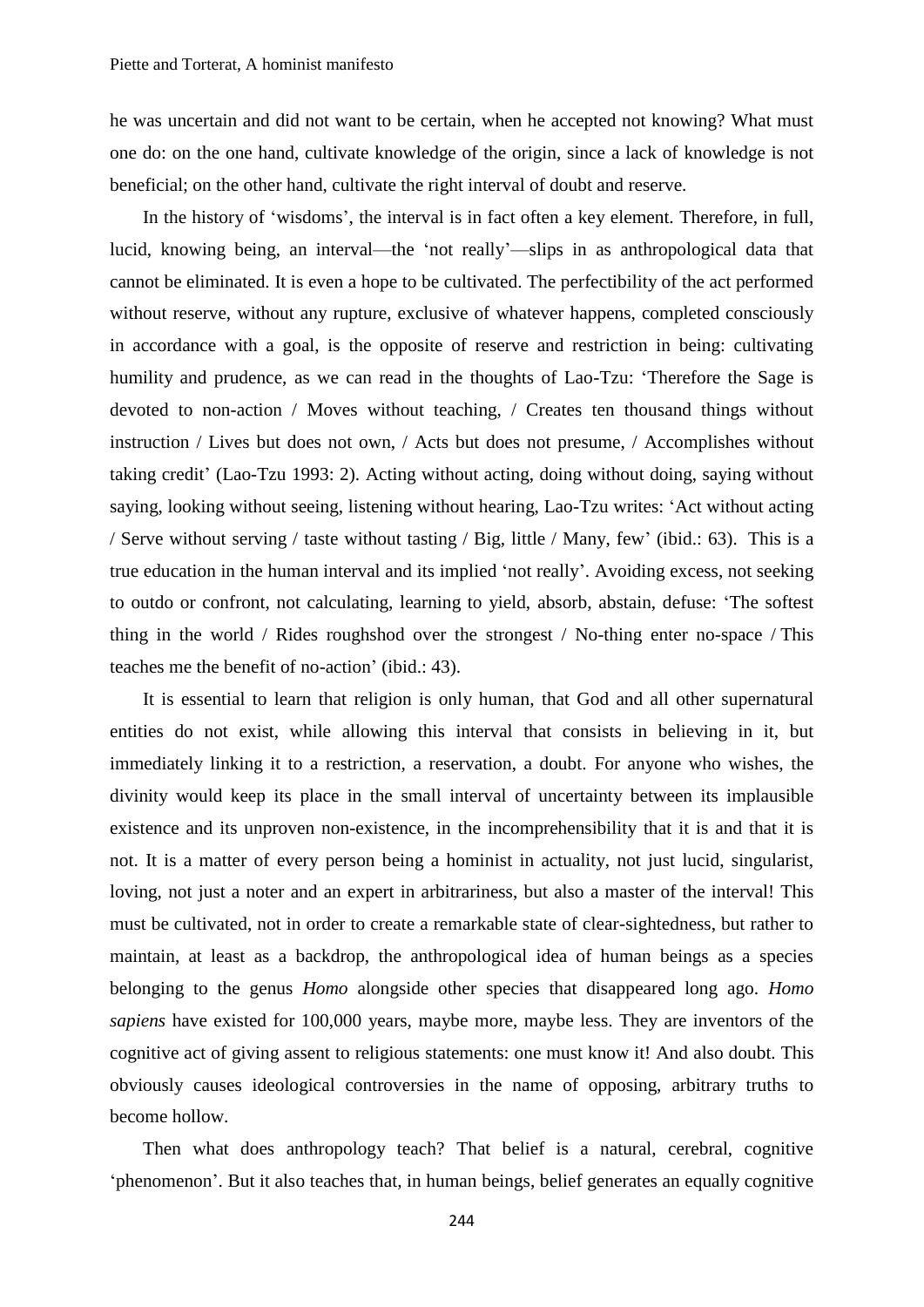he was uncertain and did not want to be certain, when he accepted not knowing? What must one do: on the one hand, cultivate knowledge of the origin, since a lack of knowledge is not beneficial; on the other hand, cultivate the right interval of doubt and reserve.

In the history of 'wisdoms', the interval is in fact often a key element. Therefore, in full, lucid, knowing being, an interval—the 'not really'—slips in as anthropological data that cannot be eliminated. It is even a hope to be cultivated. The perfectibility of the act performed without reserve, without any rupture, exclusive of whatever happens, completed consciously in accordance with a goal, is the opposite of reserve and restriction in being: cultivating humility and prudence, as we can read in the thoughts of Lao-Tzu: 'Therefore the Sage is devoted to non-action / Moves without teaching, / Creates ten thousand things without instruction / Lives but does not own, / Acts but does not presume, / Accomplishes without taking credit' (Lao-Tzu 1993: 2). Acting without acting, doing without doing, saying without saying, looking without seeing, listening without hearing, Lao-Tzu writes: 'Act without acting / Serve without serving / taste without tasting / Big, little / Many, few' (ibid.: 63). This is a true education in the human interval and its implied 'not really'. Avoiding excess, not seeking to outdo or confront, not calculating, learning to yield, absorb, abstain, defuse: 'The softest thing in the world / Rides roughshod over the strongest / No-thing enter no-space / This teaches me the benefit of no-action' (ibid.: 43).

It is essential to learn that religion is only human, that God and all other supernatural entities do not exist, while allowing this interval that consists in believing in it, but immediately linking it to a restriction, a reservation, a doubt. For anyone who wishes, the divinity would keep its place in the small interval of uncertainty between its implausible existence and its unproven non-existence, in the incomprehensibility that it is and that it is not. It is a matter of every person being a hominist in actuality, not just lucid, singularist, loving, not just a noter and an expert in arbitrariness, but also a master of the interval! This must be cultivated, not in order to create a remarkable state of clear-sightedness, but rather to maintain, at least as a backdrop, the anthropological idea of human beings as a species belonging to the genus *Homo* alongside other species that disappeared long ago. *Homo sapiens* have existed for 100,000 years, maybe more, maybe less. They are inventors of the cognitive act of giving assent to religious statements: one must know it! And also doubt. This obviously causes ideological controversies in the name of opposing, arbitrary truths to become hollow.

Then what does anthropology teach? That belief is a natural, cerebral, cognitive 'phenomenon'. But it also teaches that, in human beings, belief generates an equally cognitive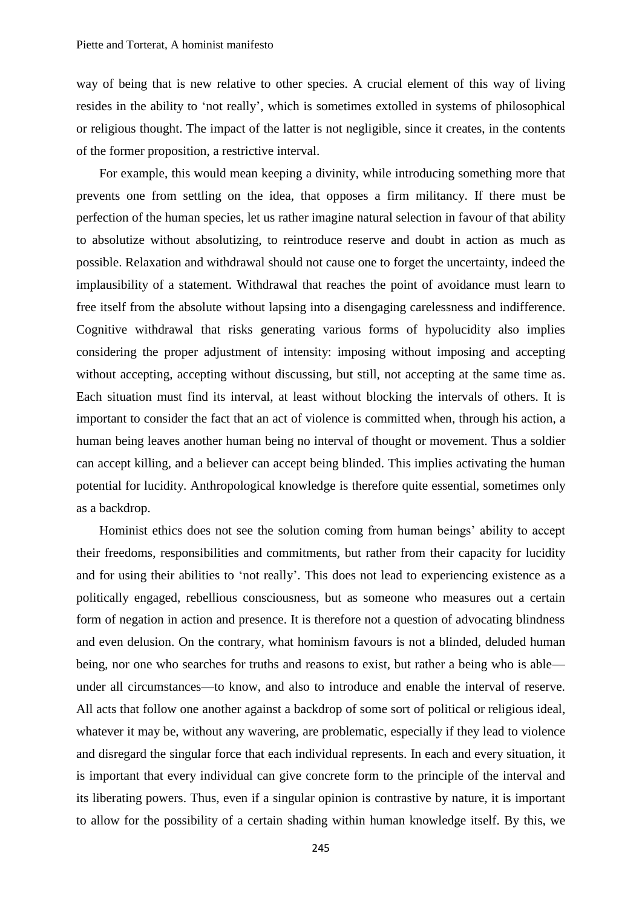way of being that is new relative to other species. A crucial element of this way of living resides in the ability to 'not really', which is sometimes extolled in systems of philosophical or religious thought. The impact of the latter is not negligible, since it creates, in the contents of the former proposition, a restrictive interval.

For example, this would mean keeping a divinity, while introducing something more that prevents one from settling on the idea, that opposes a firm militancy. If there must be perfection of the human species, let us rather imagine natural selection in favour of that ability to absolutize without absolutizing, to reintroduce reserve and doubt in action as much as possible. Relaxation and withdrawal should not cause one to forget the uncertainty, indeed the implausibility of a statement. Withdrawal that reaches the point of avoidance must learn to free itself from the absolute without lapsing into a disengaging carelessness and indifference. Cognitive withdrawal that risks generating various forms of hypolucidity also implies considering the proper adjustment of intensity: imposing without imposing and accepting without accepting, accepting without discussing, but still, not accepting at the same time as. Each situation must find its interval, at least without blocking the intervals of others. It is important to consider the fact that an act of violence is committed when, through his action, a human being leaves another human being no interval of thought or movement. Thus a soldier can accept killing, and a believer can accept being blinded. This implies activating the human potential for lucidity. Anthropological knowledge is therefore quite essential, sometimes only as a backdrop.

Hominist ethics does not see the solution coming from human beings' ability to accept their freedoms, responsibilities and commitments, but rather from their capacity for lucidity and for using their abilities to 'not really'. This does not lead to experiencing existence as a politically engaged, rebellious consciousness, but as someone who measures out a certain form of negation in action and presence. It is therefore not a question of advocating blindness and even delusion. On the contrary, what hominism favours is not a blinded, deluded human being, nor one who searches for truths and reasons to exist, but rather a being who is able—under all circumstances—to know, and also to introduce and enable the interval of reserve. All acts that follow one another against a backdrop of some sort of political or religious ideal, whatever it may be, without any wavering, are problematic, especially if they lead to violence and disregard the singular force that each individual represents. In each and every situation, it is important that every individual can give concrete form to the principle of the interval and its liberating powers. Thus, even if a singular opinion is contrastive by nature, it is important to allow for the possibility of a certain shading within human knowledge itself. By this, we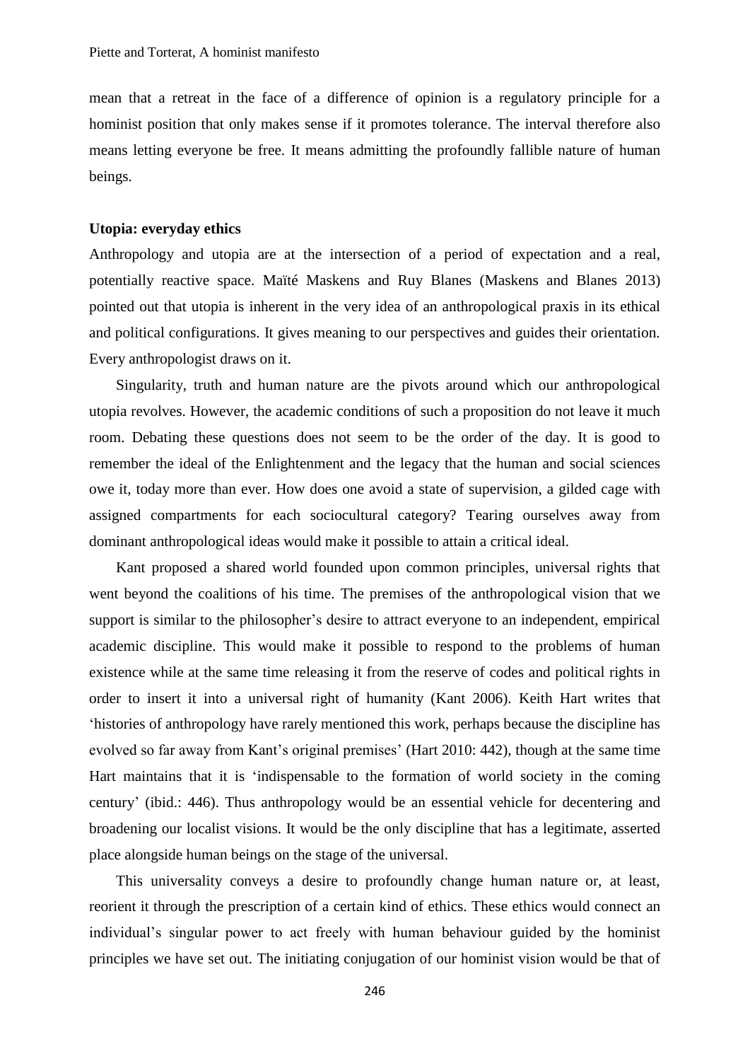mean that a retreat in the face of a difference of opinion is a regulatory principle for a hominist position that only makes sense if it promotes tolerance. The interval therefore also means letting everyone be free. It means admitting the profoundly fallible nature of human beings.

### Utopia: everyday ethics

Anthropology and utopia are at the intersection of a period of expectation and a real, potentially reactive space. Maïté Maskens and Ruy Blanes (Maskens and Blanes 2013) pointed out that utopia is inherent in the very idea of an anthropological praxis in its ethical and political configurations. It gives meaning to our perspectives and guides their orientation. Every anthropologist draws on it.

Singularity, truth and human nature are the pivots around which our anthropological utopia revolves. However, the academic conditions of such a proposition do not leave it much room. Debating these questions does not seem to be the order of the day. It is good to remember the ideal of the Enlightenment and the legacy that the human and social sciences owe it, today more than ever. How does one avoid a state of supervision, a gilded cage with assigned compartments for each sociocultural category? Tearing ourselves away from dominant anthropological ideas would make it possible to attain a critical ideal.

Kant proposed a shared world founded upon common principles, universal rights that went beyond the coalitions of his time. The premises of the anthropological vision that we support is similar to the philosopher's desire to attract everyone to an independent, empirical academic discipline. This would make it possible to respond to the problems of human existence while at the same time releasing it from the reserve of codes and political rights in order to insert it into a universal right of humanity (Kant 2006). Keith Hart writes that 'histories of anthropology have rarely mentioned this work, perhaps because the discipline has evolved so far away from Kant's original premises' (Hart 2010: 442), though at the same time Hart maintains that it is 'indispensable to the formation of world society in the coming century' (ibid.: 446). Thus anthropology would be an essential vehicle for decentering and broadening our localist visions. It would be the only discipline that has a legitimate, asserted place alongside human beings on the stage of the universal.

This universality conveys a desire to profoundly change human nature or, at least, reorient it through the prescription of a certain kind of ethics. These ethics would connect an individual's singular power to act freely with human behaviour guided by the hominist principles we have set out. The initiating conjugation of our hominist vision would be that of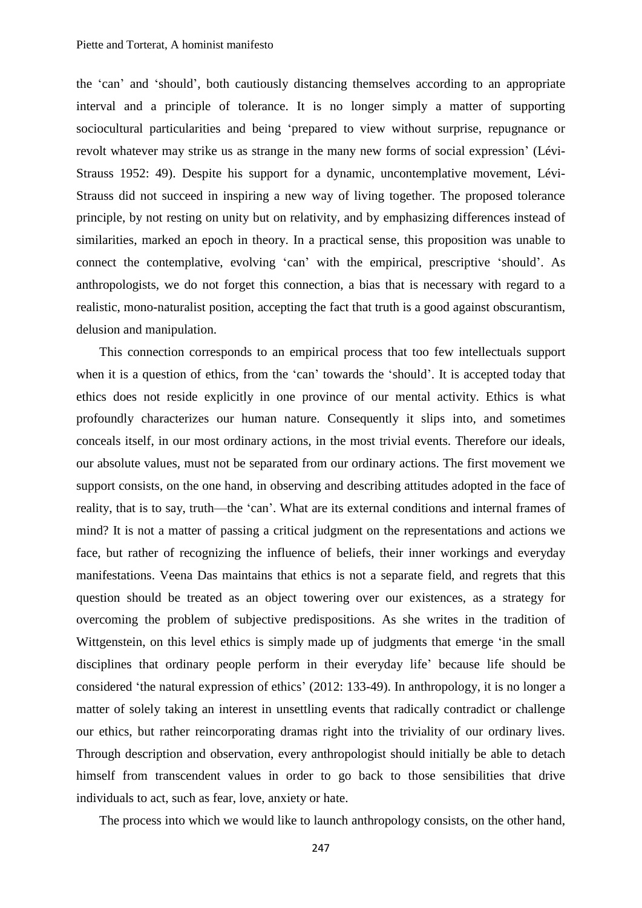the 'can' and 'should', both cautiously distancing themselves according to an appropriate interval and a principle of tolerance. It is no longer simply a matter of supporting sociocultural particularities and being 'prepared to view without surprise, repugnance or revolt whatever may strike us as strange in the many new forms of social expression' (Lévi-Strauss 1952: 49). Despite his support for a dynamic, uncontemplative movement, Lévi-Strauss did not succeed in inspiring a new way of living together. The proposed tolerance principle, by not resting on unity but on relativity, and by emphasizing differences instead of similarities, marked an epoch in theory. In a practical sense, this proposition was unable to connect the contemplative, evolving 'can' with the empirical, prescriptive 'should'. As anthropologists, we do not forget this connection, a bias that is necessary with regard to a realistic, mono-naturalist position, accepting the fact that truth is a good against obscurantism, delusion and manipulation.

This connection corresponds to an empirical process that too few intellectuals support when it is a question of ethics, from the 'can' towards the 'should'. It is accepted today that ethics does not reside explicitly in one province of our mental activity. Ethics is what profoundly characterizes our human nature. Consequently it slips into, and sometimes conceals itself, in our most ordinary actions, in the most trivial events. Therefore our ideals, our absolute values, must not be separated from our ordinary actions. The first movement we support consists, on the one hand, in observing and describing attitudes adopted in the face of reality, that is to say, truth—the 'can'. What are its external conditions and internal frames of mind? It is not a matter of passing a critical judgment on the representations and actions we face, but rather of recognizing the influence of beliefs, their inner workings and everyday manifestations. Veena Das maintains that ethics is not a separate field, and regrets that this question should be treated as an object towering over our existences, as a strategy for overcoming the problem of subjective predispositions. As she writes in the tradition of Wittgenstein, on this level ethics is simply made up of judgments that emerge 'in the small disciplines that ordinary people perform in their everyday life' because life should be considered 'the natural expression of ethics' (2012: 133-49). In anthropology, it is no longer a matter of solely taking an interest in unsettling events that radically contradict or challenge our ethics, but rather reincorporating dramas right into the triviality of our ordinary lives. Through description and observation, every anthropologist should initially be able to detach himself from transcendent values in order to go back to those sensibilities that drive individuals to act, such as fear, love, anxiety or hate.

The process into which we would like to launch anthropology consists, on the other hand,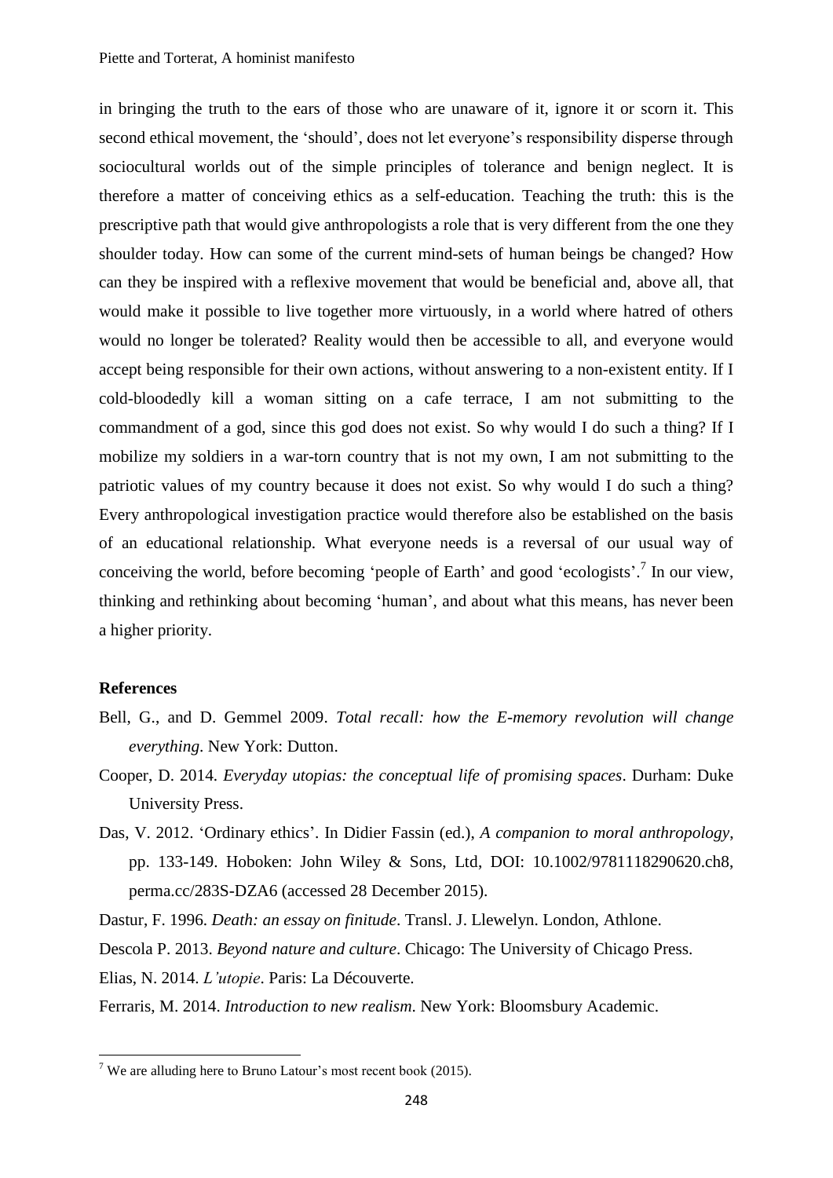in bringing the truth to the ears of those who are unaware of it, ignore it or scorn it. This second ethical movement, the 'should', does not let everyone's responsibility disperse through sociocultural worlds out of the simple principles of tolerance and benign neglect. It is therefore a matter of conceiving ethics as a self-education. Teaching the truth: this is the prescriptive path that would give anthropologists a role that is very different from the one they shoulder today. How can some of the current mind-sets of human beings be changed? How can they be inspired with a reflexive movement that would be beneficial and, above all, that would make it possible to live together more virtuously, in a world where hatred of others would no longer be tolerated? Reality would then be accessible to all, and everyone would accept being responsible for their own actions, without answering to a non-existent entity. If I cold-bloodedly kill a woman sitting on a cafe terrace, I am not submitting to the commandment of a god, since this god does not exist. So why would I do such a thing? If I mobilize my soldiers in a war-torn country that is not my own, I am not submitting to the patriotic values of my country because it does not exist. So why would I do such a thing? Every anthropological investigation practice would therefore also be established on the basis of an educational relationship. What everyone needs is a reversal of our usual way of conceiving the world, before becoming 'people of Earth' and good 'ecologists'.[7] In our view, thinking and rethinking about becoming 'human', and about what this means, has never been a higher priority.

**References**

Bell, G., and D. Gemmel 2009. *Total recall: how the E-memory revolution will change everything*. New York: Dutton.

Cooper, D. 2014. *Everyday utopias: the conceptual life of promising spaces*. Durham: Duke University Press.

Das, V. 2012. 'Ordinary ethics'. In Didier Fassin (ed.), *A companion to moral anthropology*, pp. 133-149. Hoboken: John Wiley & Sons, Ltd, DOI: 10.1002/9781118290620.ch8, perma.cc/283S-DZA6 (accessed 28 December 2015).

Dastur, F. 1996. *Death: an essay on finitude*. Transl. J. Llewelyn. London, Athlone.

Descola P. 2013. *Beyond nature and culture*. Chicago: The University of Chicago Press.

Elias, N. 2014. *L'utopie*. Paris: La Découverte.

Ferraris, M. 2014. *Introduction to new realism*. New York: Bloomsbury Academic.

[7] We are alluding here to Bruno Latour's most recent book (2015).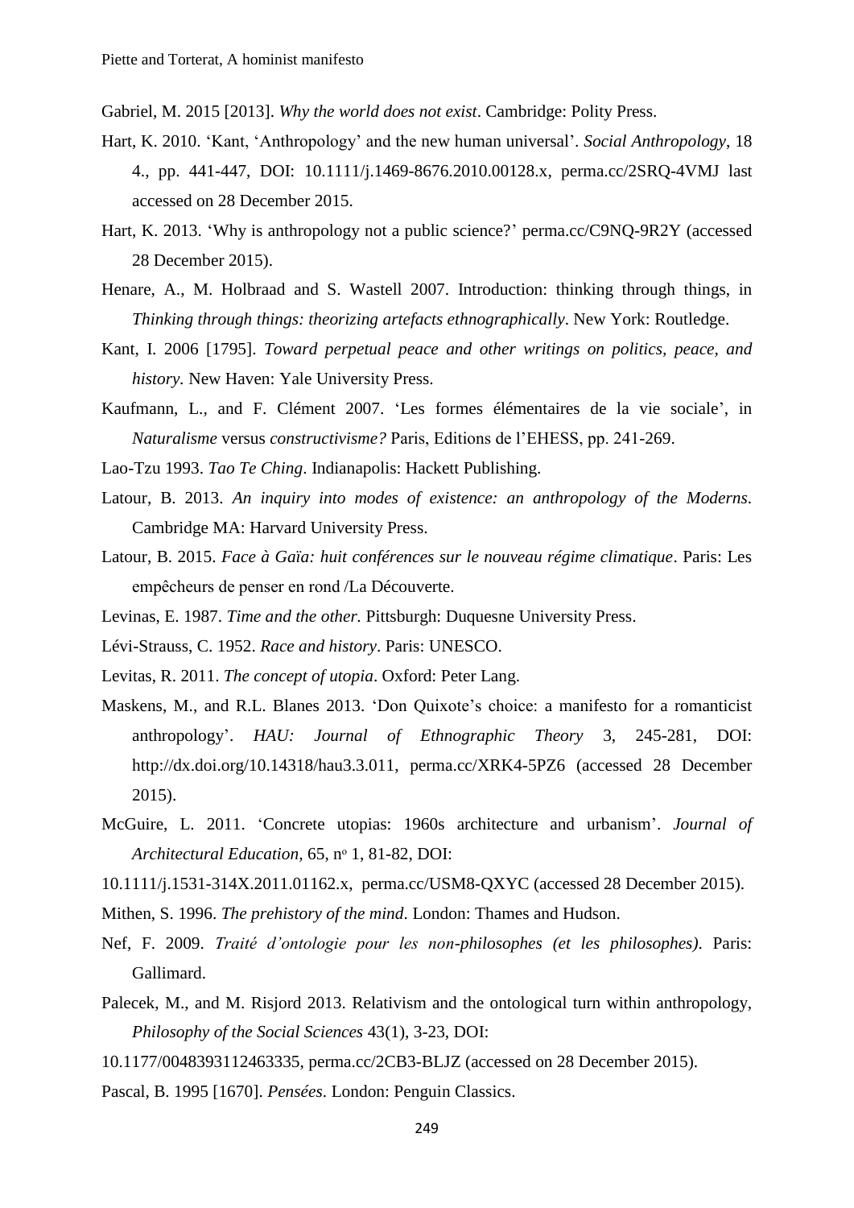Gabriel, M. 2015 [2013]. *Why the world does not exist*. Cambridge: Polity Press.

Hart, K. 2010. 'Kant, 'Anthropology' and the new human universal'. *Social Anthropology*, 18 4., pp. 441-447, DOI: 10.1111/j.1469-8676.2010.00128.x, perma.cc/2SRQ-4VMJ last accessed on 28 December 2015.

Hart, K. 2013. 'Why is anthropology not a public science?' perma.cc/C9NQ-9R2Y (accessed 28 December 2015).

Henare, A., M. Holbraad and S. Wastell 2007. Introduction: thinking through things, in *Thinking through things: theorizing artefacts ethnographically*. New York: Routledge.

Kant, I. 2006 [1795]. *Toward perpetual peace and other writings on politics, peace, and history*. New Haven: Yale University Press.

Kaufmann, L., and F. Clément 2007. 'Les formes élémentaires de la vie sociale', in *Naturalisme* versus *constructivisme?* Paris, Editions de l'EHESS, pp. 241-269.

Lao-Tzu 1993. *Tao Te Ching*. Indianapolis: Hackett Publishing.

Latour, B. 2013. *An inquiry into modes of existence: an anthropology of the Moderns*. Cambridge MA: Harvard University Press.

Latour, B. 2015. *Face à Gaïa: huit conférences sur le nouveau régime climatique*. Paris: Les empêcheurs de penser en rond /La Découverte.

Levinas, E. 1987. *Time and the other.* Pittsburgh: Duquesne University Press.

Lévi-Strauss, C. 1952. *Race and history*. Paris: UNESCO.

Levitas, R. 2011. *The concept of utopia*. Oxford: Peter Lang.

Maskens, M., and R.L. Blanes 2013. 'Don Quixote's choice: a manifesto for a romanticist anthropology'. *HAU: Journal of Ethnographic Theory* 3, 245-281, DOI: http://dx.doi.org/10.14318/hau3.3.011, perma.cc/XRK4-5PZ6 (accessed 28 December 2015).

McGuire, L. 2011. 'Concrete utopias: 1960s architecture and urbanism'. *Journal of Architectural Education,* 65, nº 1, 81-82, DOI: 10.1111/j.1531-314X.2011.01162.x, perma.cc/USM8-QXYC (accessed 28 December 2015).

Mithen, S. 1996. *The prehistory of the mind*. London: Thames and Hudson.

Nef, F. 2009. *Traité d'ontologie pour les non-philosophes (et les philosophes)*. Paris: Gallimard.

Palecek, M., and M. Risjord 2013. Relativism and the ontological turn within anthropology, *Philosophy of the Social Sciences* 43(1), 3-23, DOI: 10.1177/0048393112463335, perma.cc/2CB3-BLJZ (accessed on 28 December 2015).

Pascal, B. 1995 [1670]. *Pensées*. London: Penguin Classics.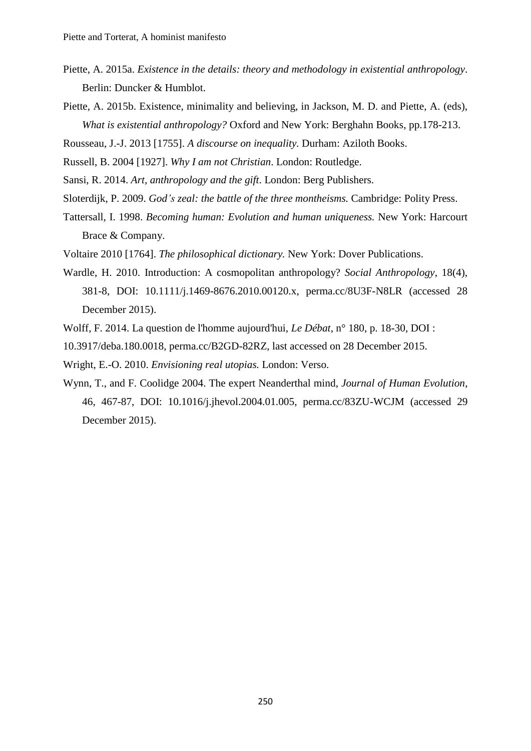Piette, A. 2015a. *Existence in the details: theory and methodology in existential anthropology*. Berlin: Duncker & Humblot.

Piette, A. 2015b. Existence, minimality and believing, in Jackson, M. D. and Piette, A. (eds), *What is existential anthropology?* Oxford and New York: Berghahn Books, pp.178-213.

Rousseau, J.-J. 2013 [1755]. *A discourse on inequality.* Durham: Aziloth Books.

Russell, B. 2004 [1927]. *Why I am not Christian*. London: Routledge.

Sansi, R. 2014. *Art, anthropology and the gift*. London: Berg Publishers.

Sloterdijk, P. 2009. *God's zeal: the battle of the three montheisms.* Cambridge: Polity Press.

Tattersall, I. 1998. *Becoming human: Evolution and human uniqueness.* New York: Harcourt Brace & Company.

Voltaire 2010 [1764]. *The philosophical dictionary.* New York: Dover Publications.

Wardle, H. 2010. Introduction: A cosmopolitan anthropology? *Social Anthropology*, 18(4), 381-8, DOI: 10.1111/j.1469-8676.2010.00120.x, perma.cc/8U3F-N8LR (accessed 28 December 2015).

Wolff, F. 2014. La question de l'homme aujourd'hui, *Le Débat*, n° 180, p. 18-30, DOI : 10.3917/deba.180.0018, perma.cc/B2GD-82RZ, last accessed on 28 December 2015.

Wright, E.-O. 2010. *Envisioning real utopias.* London: Verso.

Wynn, T., and F. Coolidge 2004. The expert Neanderthal mind, *Journal of Human Evolution*, 46, 467-87, DOI: 10.1016/j.jhevol.2004.01.005, perma.cc/83ZU-WCJM (accessed 29 December 2015).